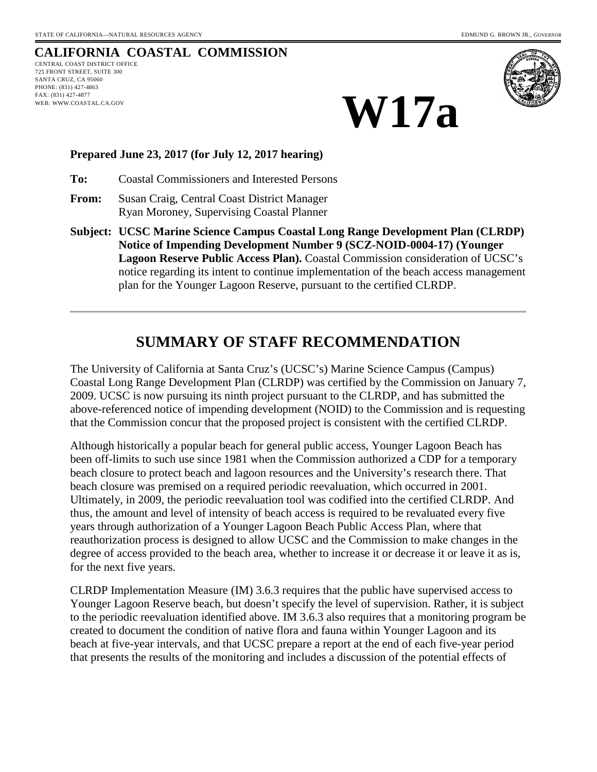STATE OF CALIFORNIA—NATURAL RESOURCES AGENCY EDMUND G. BROWN JR., *GOVERNOR*

# CALIFORNIA COASTAL COMMISSION

CENTRAL COAST DISTRICT OFFICE
725 FRONT STREET, SUITE 300
SANTA CRUZ, CA 95060
PHONE: (831) 427-4863
FAX: (831) 427-4877
WEB: WWW.COASTAL.CA.GOV

# W17a

**Prepared June 23, 2017 (for July 12, 2017 hearing)**

**To:** Coastal Commissioners and Interested Persons

**From:** Susan Craig, Central Coast District Manager
Ryan Moroney, Supervising Coastal Planner

**Subject: UCSC Marine Science Campus Coastal Long Range Development Plan (CLRDP) Notice of Impending Development Number 9 (SCZ-NOID-0004-17) (Younger Lagoon Reserve Public Access Plan).** Coastal Commission consideration of UCSC's notice regarding its intent to continue implementation of the beach access management plan for the Younger Lagoon Reserve, pursuant to the certified CLRDP.

---

## SUMMARY OF STAFF RECOMMENDATION

The University of California at Santa Cruz's (UCSC's) Marine Science Campus (Campus) Coastal Long Range Development Plan (CLRDP) was certified by the Commission on January 7, 2009. UCSC is now pursuing its ninth project pursuant to the CLRDP, and has submitted the above-referenced notice of impending development (NOID) to the Commission and is requesting that the Commission concur that the proposed project is consistent with the certified CLRDP.

Although historically a popular beach for general public access, Younger Lagoon Beach has been off-limits to such use since 1981 when the Commission authorized a CDP for a temporary beach closure to protect beach and lagoon resources and the University's research there. That beach closure was premised on a required periodic reevaluation, which occurred in 2001. Ultimately, in 2009, the periodic reevaluation tool was codified into the certified CLRDP. And thus, the amount and level of intensity of beach access is required to be revaluated every five years through authorization of a Younger Lagoon Beach Public Access Plan, where that reauthorization process is designed to allow UCSC and the Commission to make changes in the degree of access provided to the beach area, whether to increase it or decrease it or leave it as is, for the next five years.

CLRDP Implementation Measure (IM) 3.6.3 requires that the public have supervised access to Younger Lagoon Reserve beach, but doesn't specify the level of supervision. Rather, it is subject to the periodic reevaluation identified above. IM 3.6.3 also requires that a monitoring program be created to document the condition of native flora and fauna within Younger Lagoon and its beach at five-year intervals, and that UCSC prepare a report at the end of each five-year period that presents the results of the monitoring and includes a discussion of the potential effects of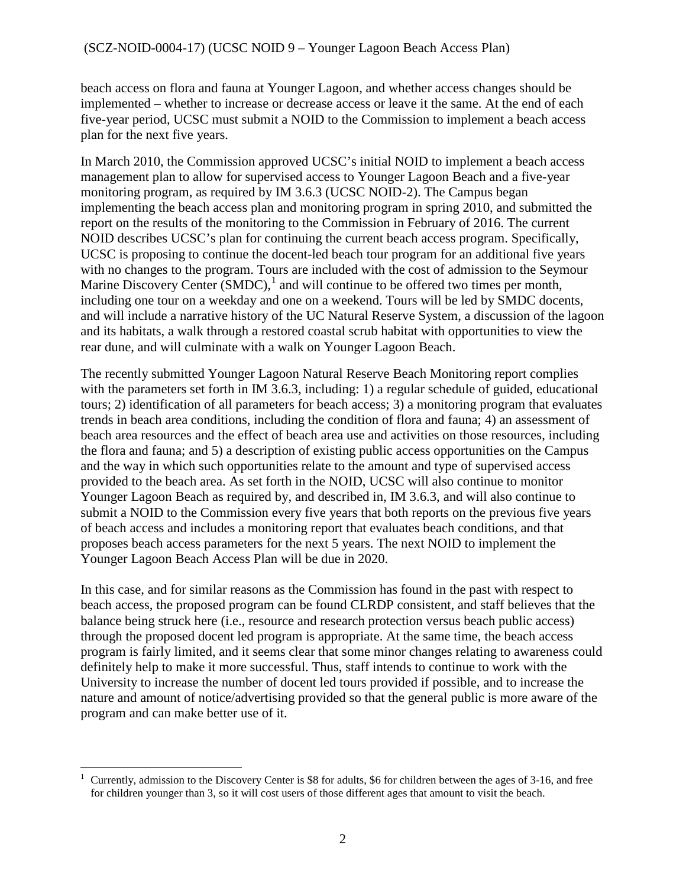beach access on flora and fauna at Younger Lagoon, and whether access changes should be implemented – whether to increase or decrease access or leave it the same. At the end of each five-year period, UCSC must submit a NOID to the Commission to implement a beach access plan for the next five years.

In March 2010, the Commission approved UCSC's initial NOID to implement a beach access management plan to allow for supervised access to Younger Lagoon Beach and a five-year monitoring program, as required by IM 3.6.3 (UCSC NOID-2). The Campus began implementing the beach access plan and monitoring program in spring 2010, and submitted the report on the results of the monitoring to the Commission in February of 2016. The current NOID describes UCSC's plan for continuing the current beach access program. Specifically, UCSC is proposing to continue the docent-led beach tour program for an additional five years with no changes to the program. Tours are included with the cost of admission to the Seymour Marine Discovery Center (SMDC),[1] and will continue to be offered two times per month, including one tour on a weekday and one on a weekend. Tours will be led by SMDC docents, and will include a narrative history of the UC Natural Reserve System, a discussion of the lagoon and its habitats, a walk through a restored coastal scrub habitat with opportunities to view the rear dune, and will culminate with a walk on Younger Lagoon Beach.

The recently submitted Younger Lagoon Natural Reserve Beach Monitoring report complies with the parameters set forth in IM 3.6.3, including: 1) a regular schedule of guided, educational tours; 2) identification of all parameters for beach access; 3) a monitoring program that evaluates trends in beach area conditions, including the condition of flora and fauna; 4) an assessment of beach area resources and the effect of beach area use and activities on those resources, including the flora and fauna; and 5) a description of existing public access opportunities on the Campus and the way in which such opportunities relate to the amount and type of supervised access provided to the beach area. As set forth in the NOID, UCSC will also continue to monitor Younger Lagoon Beach as required by, and described in, IM 3.6.3, and will also continue to submit a NOID to the Commission every five years that both reports on the previous five years of beach access and includes a monitoring report that evaluates beach conditions, and that proposes beach access parameters for the next 5 years. The next NOID to implement the Younger Lagoon Beach Access Plan will be due in 2020.

In this case, and for similar reasons as the Commission has found in the past with respect to beach access, the proposed program can be found CLRDP consistent, and staff believes that the balance being struck here (i.e., resource and research protection versus beach public access) through the proposed docent led program is appropriate. At the same time, the beach access program is fairly limited, and it seems clear that some minor changes relating to awareness could definitely help to make it more successful. Thus, staff intends to continue to work with the University to increase the number of docent led tours provided if possible, and to increase the nature and amount of notice/advertising provided so that the general public is more aware of the program and can make better use of it.

[1] Currently, admission to the Discovery Center is $8 for adults, $6 for children between the ages of 3-16, and free for children younger than 3, so it will cost users of those different ages that amount to visit the beach.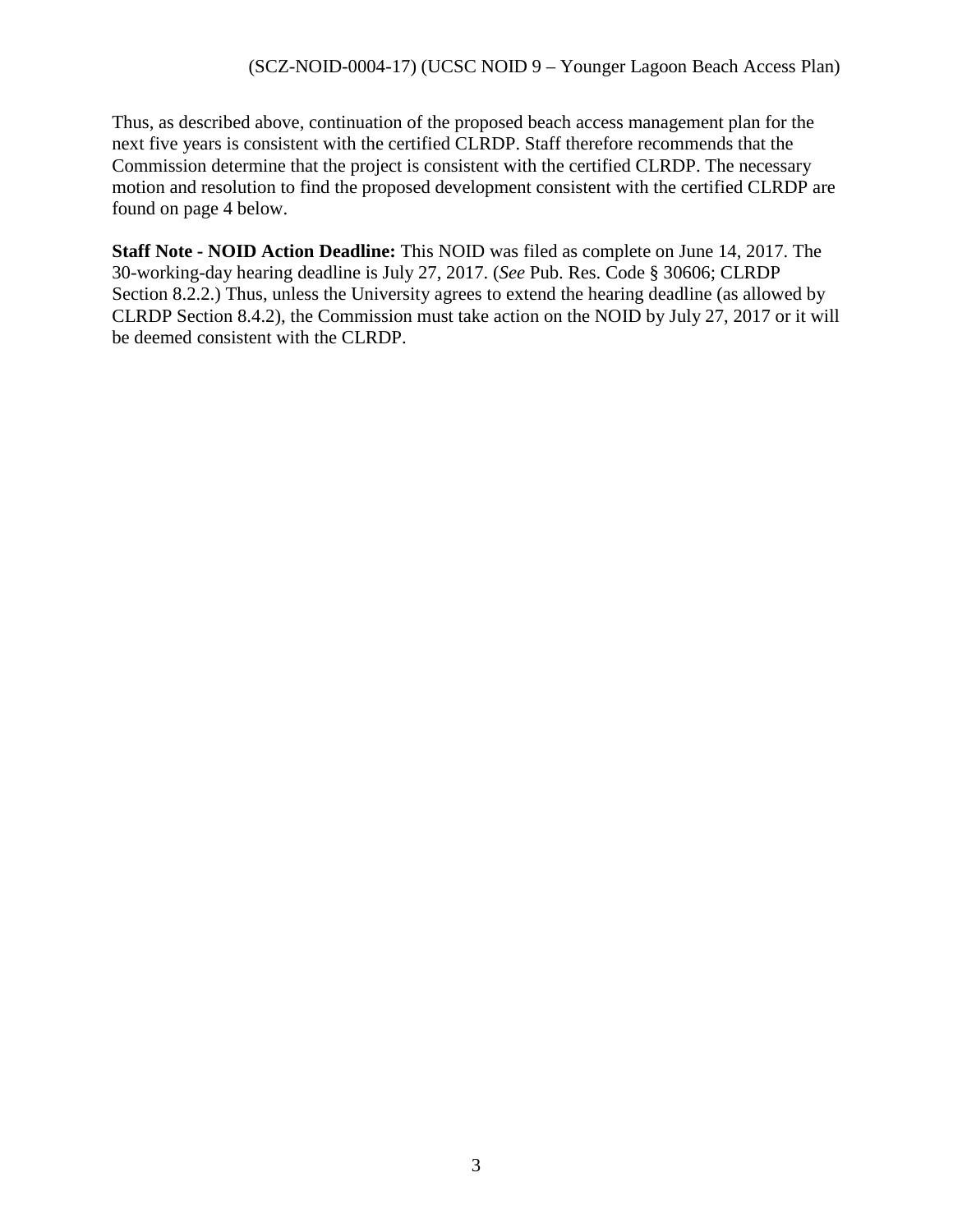Thus, as described above, continuation of the proposed beach access management plan for the next five years is consistent with the certified CLRDP. Staff therefore recommends that the Commission determine that the project is consistent with the certified CLRDP. The necessary motion and resolution to find the proposed development consistent with the certified CLRDP are found on page 4 below.

**Staff Note - NOID Action Deadline:** This NOID was filed as complete on June 14, 2017. The 30-working-day hearing deadline is July 27, 2017. (*See* Pub. Res. Code § 30606; CLRDP Section 8.2.2.) Thus, unless the University agrees to extend the hearing deadline (as allowed by CLRDP Section 8.4.2), the Commission must take action on the NOID by July 27, 2017 or it will be deemed consistent with the CLRDP.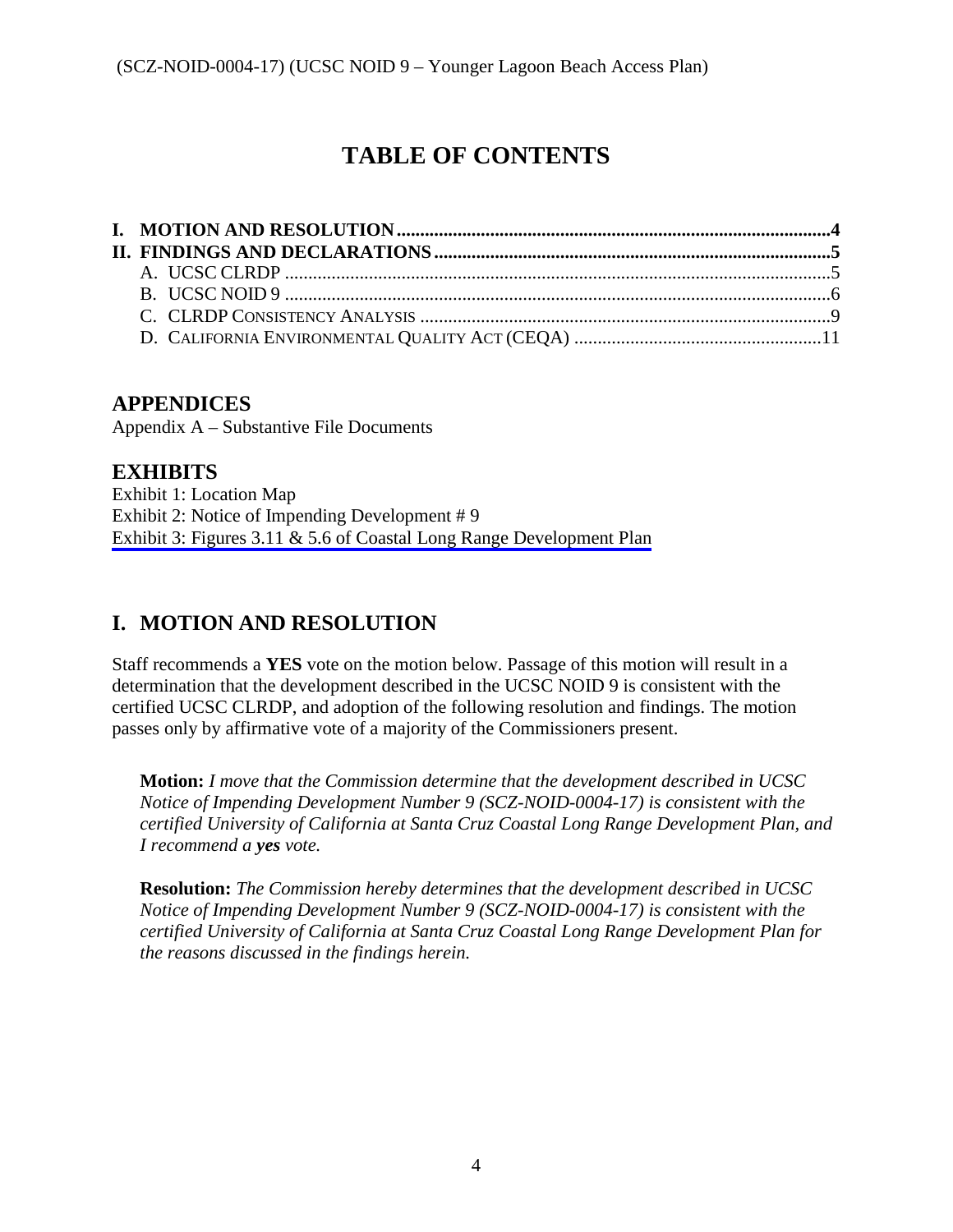# TABLE OF CONTENTS

**I. MOTION AND RESOLUTION ........................................................................................4**
**II. FINDINGS AND DECLARATIONS ................................................................................5**
  A. UCSC CLRDP ...............................................................................................................5
  B. UCSC NOID 9 ...............................................................................................................6
  C. CLRDP CONSISTENCY ANALYSIS ..............................................................................9
  D. CALIFORNIA ENVIRONMENTAL QUALITY ACT (CEQA) ..............................................11

## APPENDICES

Appendix A – Substantive File Documents

## EXHIBITS

Exhibit 1: Location Map
Exhibit 2: Notice of Impending Development # 9
Exhibit 3: Figures 3.11 & 5.6 of Coastal Long Range Development Plan

## I. MOTION AND RESOLUTION

Staff recommends a **YES** vote on the motion below. Passage of this motion will result in a determination that the development described in the UCSC NOID 9 is consistent with the certified UCSC CLRDP, and adoption of the following resolution and findings. The motion passes only by affirmative vote of a majority of the Commissioners present.

**Motion:** *I move that the Commission determine that the development described in UCSC Notice of Impending Development Number 9 (SCZ-NOID-0004-17) is consistent with the certified University of California at Santa Cruz Coastal Long Range Development Plan, and I recommend a **yes** vote.*

**Resolution:** *The Commission hereby determines that the development described in UCSC Notice of Impending Development Number 9 (SCZ-NOID-0004-17) is consistent with the certified University of California at Santa Cruz Coastal Long Range Development Plan for the reasons discussed in the findings herein.*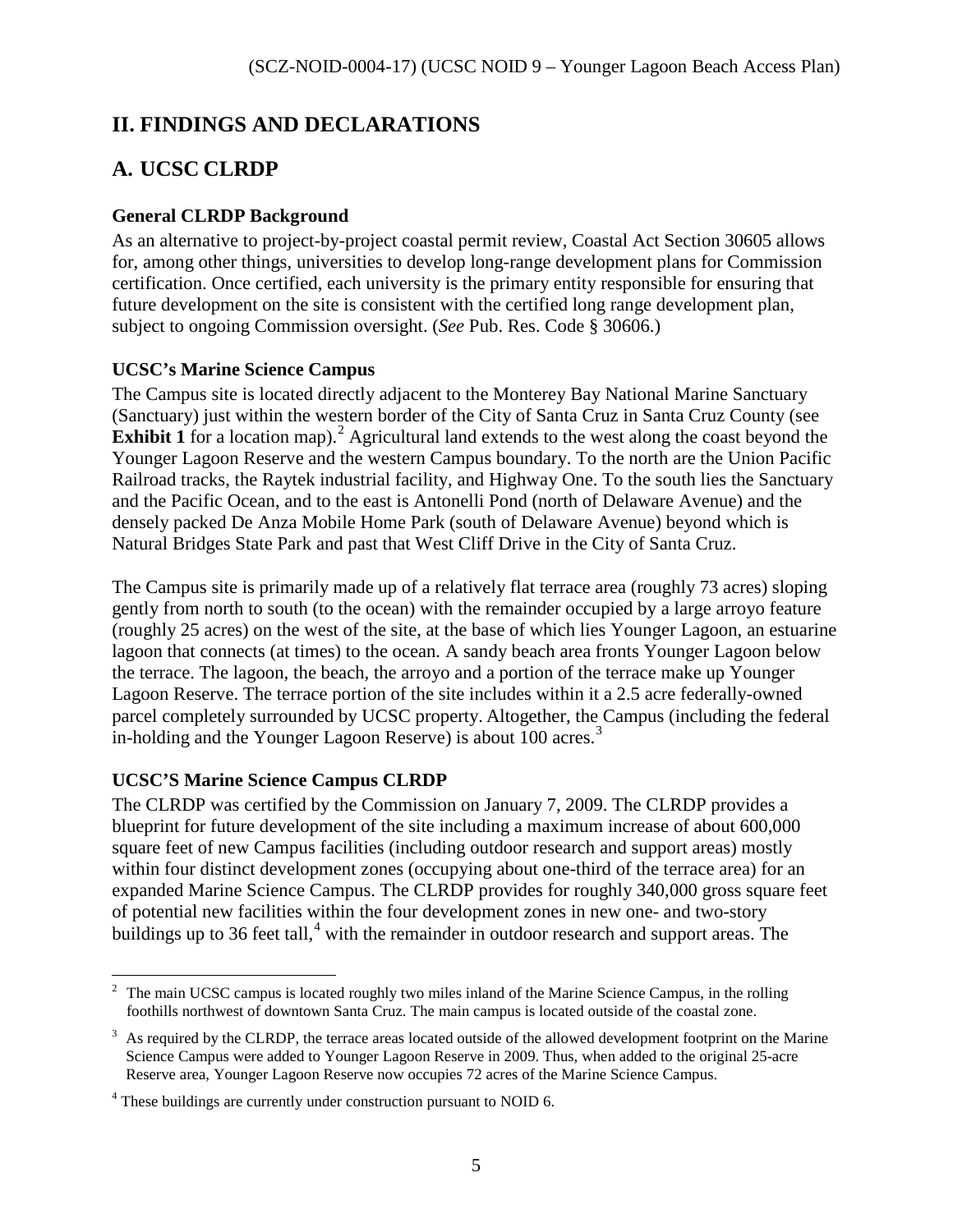## II. FINDINGS AND DECLARATIONS

## A. UCSC CLRDP

### General CLRDP Background

As an alternative to project-by-project coastal permit review, Coastal Act Section 30605 allows for, among other things, universities to develop long-range development plans for Commission certification. Once certified, each university is the primary entity responsible for ensuring that future development on the site is consistent with the certified long range development plan, subject to ongoing Commission oversight. (*See* Pub. Res. Code § 30606.)

### UCSC's Marine Science Campus

The Campus site is located directly adjacent to the Monterey Bay National Marine Sanctuary (Sanctuary) just within the western border of the City of Santa Cruz in Santa Cruz County (see **Exhibit 1** for a location map).[2] Agricultural land extends to the west along the coast beyond the Younger Lagoon Reserve and the western Campus boundary. To the north are the Union Pacific Railroad tracks, the Raytek industrial facility, and Highway One. To the south lies the Sanctuary and the Pacific Ocean, and to the east is Antonelli Pond (north of Delaware Avenue) and the densely packed De Anza Mobile Home Park (south of Delaware Avenue) beyond which is Natural Bridges State Park and past that West Cliff Drive in the City of Santa Cruz.

The Campus site is primarily made up of a relatively flat terrace area (roughly 73 acres) sloping gently from north to south (to the ocean) with the remainder occupied by a large arroyo feature (roughly 25 acres) on the west of the site, at the base of which lies Younger Lagoon, an estuarine lagoon that connects (at times) to the ocean. A sandy beach area fronts Younger Lagoon below the terrace. The lagoon, the beach, the arroyo and a portion of the terrace make up Younger Lagoon Reserve. The terrace portion of the site includes within it a 2.5 acre federally-owned parcel completely surrounded by UCSC property. Altogether, the Campus (including the federal in-holding and the Younger Lagoon Reserve) is about 100 acres.[3]

### UCSC'S Marine Science Campus CLRDP

The CLRDP was certified by the Commission on January 7, 2009. The CLRDP provides a blueprint for future development of the site including a maximum increase of about 600,000 square feet of new Campus facilities (including outdoor research and support areas) mostly within four distinct development zones (occupying about one-third of the terrace area) for an expanded Marine Science Campus. The CLRDP provides for roughly 340,000 gross square feet of potential new facilities within the four development zones in new one- and two-story buildings up to 36 feet tall,[4] with the remainder in outdoor research and support areas. The

---

[2] The main UCSC campus is located roughly two miles inland of the Marine Science Campus, in the rolling foothills northwest of downtown Santa Cruz. The main campus is located outside of the coastal zone.

[3] As required by the CLRDP, the terrace areas located outside of the allowed development footprint on the Marine Science Campus were added to Younger Lagoon Reserve in 2009. Thus, when added to the original 25-acre Reserve area, Younger Lagoon Reserve now occupies 72 acres of the Marine Science Campus.

[4] These buildings are currently under construction pursuant to NOID 6.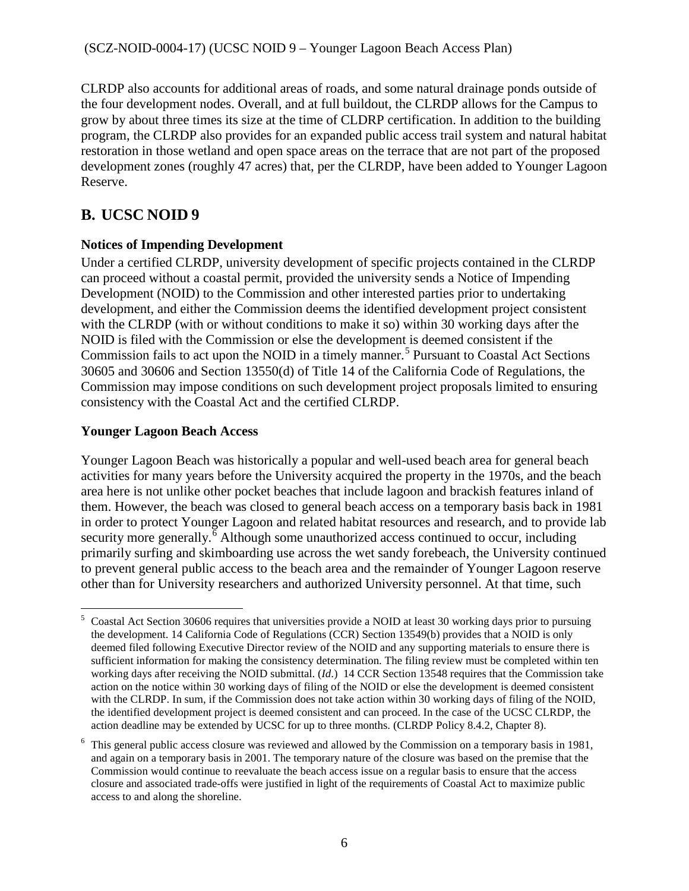CLRDP also accounts for additional areas of roads, and some natural drainage ponds outside of the four development nodes. Overall, and at full buildout, the CLRDP allows for the Campus to grow by about three times its size at the time of CLDRP certification. In addition to the building program, the CLRDP also provides for an expanded public access trail system and natural habitat restoration in those wetland and open space areas on the terrace that are not part of the proposed development zones (roughly 47 acres) that, per the CLRDP, have been added to Younger Lagoon Reserve.

## B. UCSC NOID 9

### Notices of Impending Development

Under a certified CLRDP, university development of specific projects contained in the CLRDP can proceed without a coastal permit, provided the university sends a Notice of Impending Development (NOID) to the Commission and other interested parties prior to undertaking development, and either the Commission deems the identified development project consistent with the CLRDP (with or without conditions to make it so) within 30 working days after the NOID is filed with the Commission or else the development is deemed consistent if the Commission fails to act upon the NOID in a timely manner.[5] Pursuant to Coastal Act Sections 30605 and 30606 and Section 13550(d) of Title 14 of the California Code of Regulations, the Commission may impose conditions on such development project proposals limited to ensuring consistency with the Coastal Act and the certified CLRDP.

### Younger Lagoon Beach Access

Younger Lagoon Beach was historically a popular and well-used beach area for general beach activities for many years before the University acquired the property in the 1970s, and the beach area here is not unlike other pocket beaches that include lagoon and brackish features inland of them. However, the beach was closed to general beach access on a temporary basis back in 1981 in order to protect Younger Lagoon and related habitat resources and research, and to provide lab security more generally.[6] Although some unauthorized access continued to occur, including primarily surfing and skimboarding use across the wet sandy forebeach, the University continued to prevent general public access to the beach area and the remainder of Younger Lagoon reserve other than for University researchers and authorized University personnel. At that time, such

---

[5] Coastal Act Section 30606 requires that universities provide a NOID at least 30 working days prior to pursuing the development. 14 California Code of Regulations (CCR) Section 13549(b) provides that a NOID is only deemed filed following Executive Director review of the NOID and any supporting materials to ensure there is sufficient information for making the consistency determination. The filing review must be completed within ten working days after receiving the NOID submittal. (*Id*.) 14 CCR Section 13548 requires that the Commission take action on the notice within 30 working days of filing of the NOID or else the development is deemed consistent with the CLRDP. In sum, if the Commission does not take action within 30 working days of filing of the NOID, the identified development project is deemed consistent and can proceed. In the case of the UCSC CLRDP, the action deadline may be extended by UCSC for up to three months. (CLRDP Policy 8.4.2, Chapter 8).

[6] This general public access closure was reviewed and allowed by the Commission on a temporary basis in 1981, and again on a temporary basis in 2001. The temporary nature of the closure was based on the premise that the Commission would continue to reevaluate the beach access issue on a regular basis to ensure that the access closure and associated trade-offs were justified in light of the requirements of Coastal Act to maximize public access to and along the shoreline.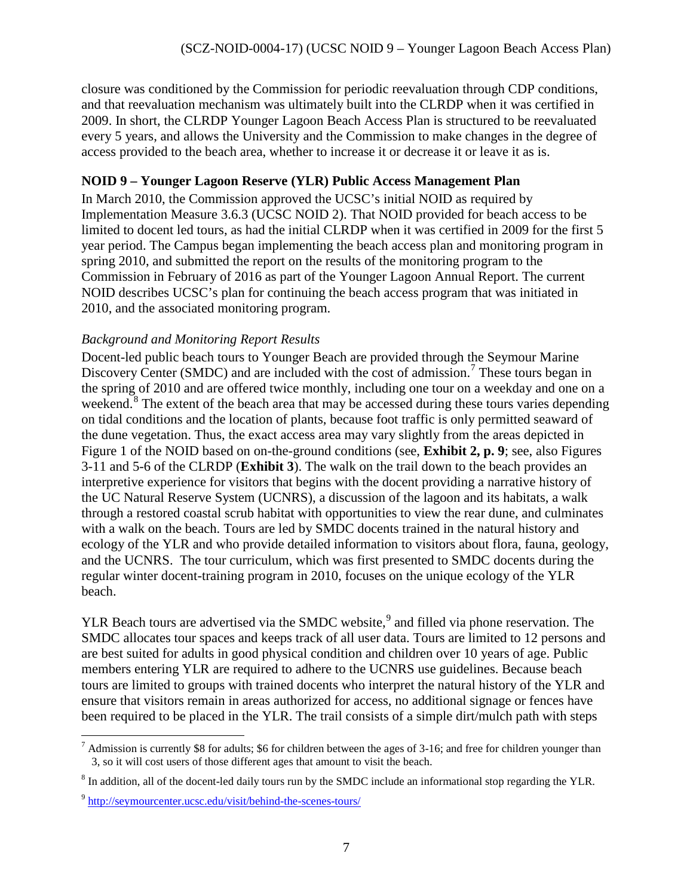closure was conditioned by the Commission for periodic reevaluation through CDP conditions, and that reevaluation mechanism was ultimately built into the CLRDP when it was certified in 2009. In short, the CLRDP Younger Lagoon Beach Access Plan is structured to be reevaluated every 5 years, and allows the University and the Commission to make changes in the degree of access provided to the beach area, whether to increase it or decrease it or leave it as is.

**NOID 9 – Younger Lagoon Reserve (YLR) Public Access Management Plan**

In March 2010, the Commission approved the UCSC's initial NOID as required by Implementation Measure 3.6.3 (UCSC NOID 2). That NOID provided for beach access to be limited to docent led tours, as had the initial CLRDP when it was certified in 2009 for the first 5 year period. The Campus began implementing the beach access plan and monitoring program in spring 2010, and submitted the report on the results of the monitoring program to the Commission in February of 2016 as part of the Younger Lagoon Annual Report. The current NOID describes UCSC's plan for continuing the beach access program that was initiated in 2010, and the associated monitoring program.

*Background and Monitoring Report Results*

Docent-led public beach tours to Younger Beach are provided through the Seymour Marine Discovery Center (SMDC) and are included with the cost of admission.[7] These tours began in the spring of 2010 and are offered twice monthly, including one tour on a weekday and one on a weekend.[8] The extent of the beach area that may be accessed during these tours varies depending on tidal conditions and the location of plants, because foot traffic is only permitted seaward of the dune vegetation. Thus, the exact access area may vary slightly from the areas depicted in Figure 1 of the NOID based on on-the-ground conditions (see, **Exhibit 2, p. 9**; see, also Figures 3-11 and 5-6 of the CLRDP (**Exhibit 3**). The walk on the trail down to the beach provides an interpretive experience for visitors that begins with the docent providing a narrative history of the UC Natural Reserve System (UCNRS), a discussion of the lagoon and its habitats, a walk through a restored coastal scrub habitat with opportunities to view the rear dune, and culminates with a walk on the beach. Tours are led by SMDC docents trained in the natural history and ecology of the YLR and who provide detailed information to visitors about flora, fauna, geology, and the UCNRS. The tour curriculum, which was first presented to SMDC docents during the regular winter docent-training program in 2010, focuses on the unique ecology of the YLR beach.

YLR Beach tours are advertised via the SMDC website,[9] and filled via phone reservation. The SMDC allocates tour spaces and keeps track of all user data. Tours are limited to 12 persons and are best suited for adults in good physical condition and children over 10 years of age. Public members entering YLR are required to adhere to the UCNRS use guidelines. Because beach tours are limited to groups with trained docents who interpret the natural history of the YLR and ensure that visitors remain in areas authorized for access, no additional signage or fences have been required to be placed in the YLR. The trail consists of a simple dirt/mulch path with steps

---

[7] Admission is currently $8 for adults; $6 for children between the ages of 3-16; and free for children younger than 3, so it will cost users of those different ages that amount to visit the beach.

[8] In addition, all of the docent-led daily tours run by the SMDC include an informational stop regarding the YLR.

[9] http://seymourcenter.ucsc.edu/visit/behind-the-scenes-tours/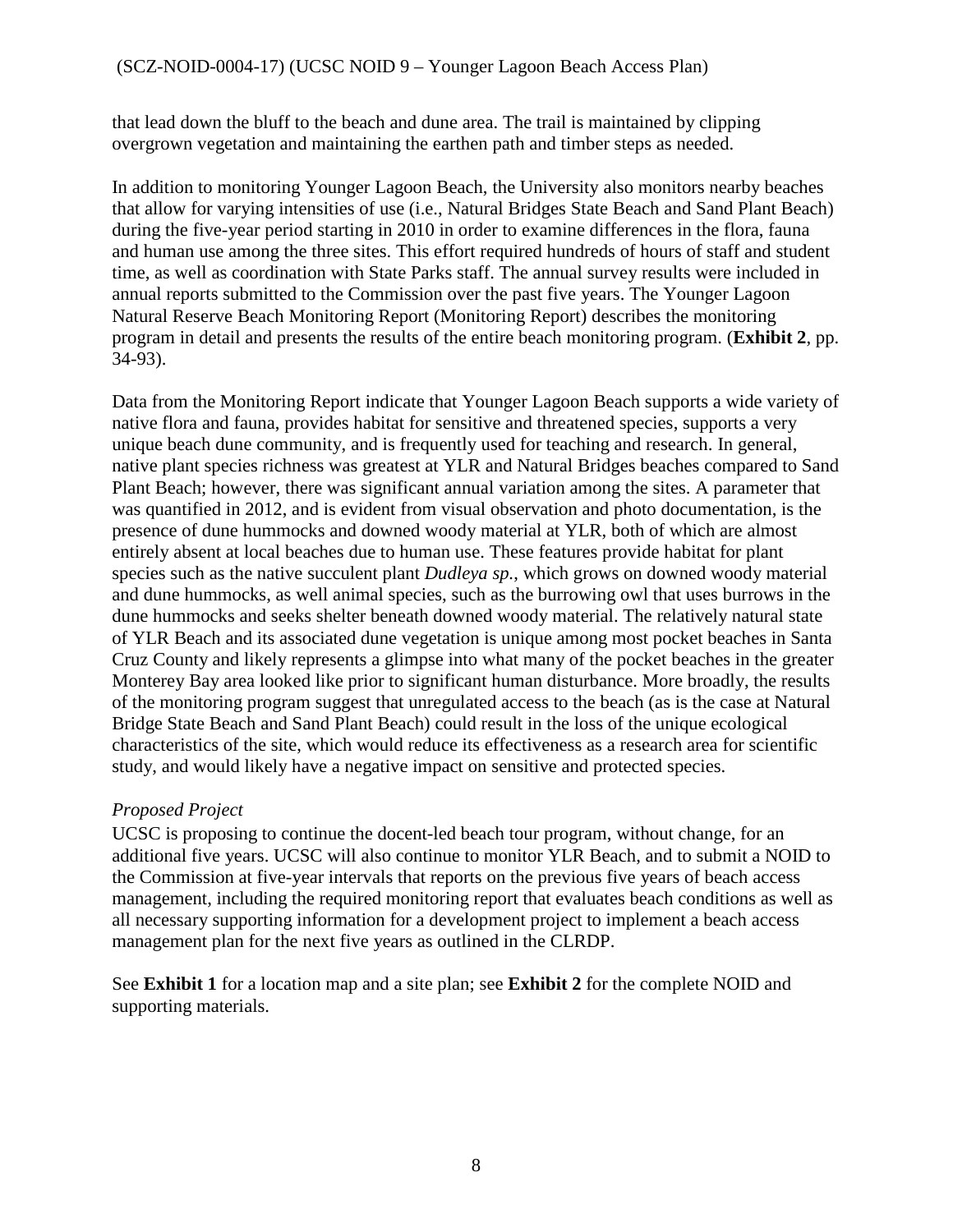that lead down the bluff to the beach and dune area. The trail is maintained by clipping overgrown vegetation and maintaining the earthen path and timber steps as needed.

In addition to monitoring Younger Lagoon Beach, the University also monitors nearby beaches that allow for varying intensities of use (i.e., Natural Bridges State Beach and Sand Plant Beach) during the five-year period starting in 2010 in order to examine differences in the flora, fauna and human use among the three sites. This effort required hundreds of hours of staff and student time, as well as coordination with State Parks staff. The annual survey results were included in annual reports submitted to the Commission over the past five years. The Younger Lagoon Natural Reserve Beach Monitoring Report (Monitoring Report) describes the monitoring program in detail and presents the results of the entire beach monitoring program. (**Exhibit 2**, pp. 34-93).

Data from the Monitoring Report indicate that Younger Lagoon Beach supports a wide variety of native flora and fauna, provides habitat for sensitive and threatened species, supports a very unique beach dune community, and is frequently used for teaching and research. In general, native plant species richness was greatest at YLR and Natural Bridges beaches compared to Sand Plant Beach; however, there was significant annual variation among the sites. A parameter that was quantified in 2012, and is evident from visual observation and photo documentation, is the presence of dune hummocks and downed woody material at YLR, both of which are almost entirely absent at local beaches due to human use. These features provide habitat for plant species such as the native succulent plant *Dudleya sp.*, which grows on downed woody material and dune hummocks, as well animal species, such as the burrowing owl that uses burrows in the dune hummocks and seeks shelter beneath downed woody material. The relatively natural state of YLR Beach and its associated dune vegetation is unique among most pocket beaches in Santa Cruz County and likely represents a glimpse into what many of the pocket beaches in the greater Monterey Bay area looked like prior to significant human disturbance. More broadly, the results of the monitoring program suggest that unregulated access to the beach (as is the case at Natural Bridge State Beach and Sand Plant Beach) could result in the loss of the unique ecological characteristics of the site, which would reduce its effectiveness as a research area for scientific study, and would likely have a negative impact on sensitive and protected species.

*Proposed Project*

UCSC is proposing to continue the docent-led beach tour program, without change, for an additional five years. UCSC will also continue to monitor YLR Beach, and to submit a NOID to the Commission at five-year intervals that reports on the previous five years of beach access management, including the required monitoring report that evaluates beach conditions as well as all necessary supporting information for a development project to implement a beach access management plan for the next five years as outlined in the CLRDP.

See **Exhibit 1** for a location map and a site plan; see **Exhibit 2** for the complete NOID and supporting materials.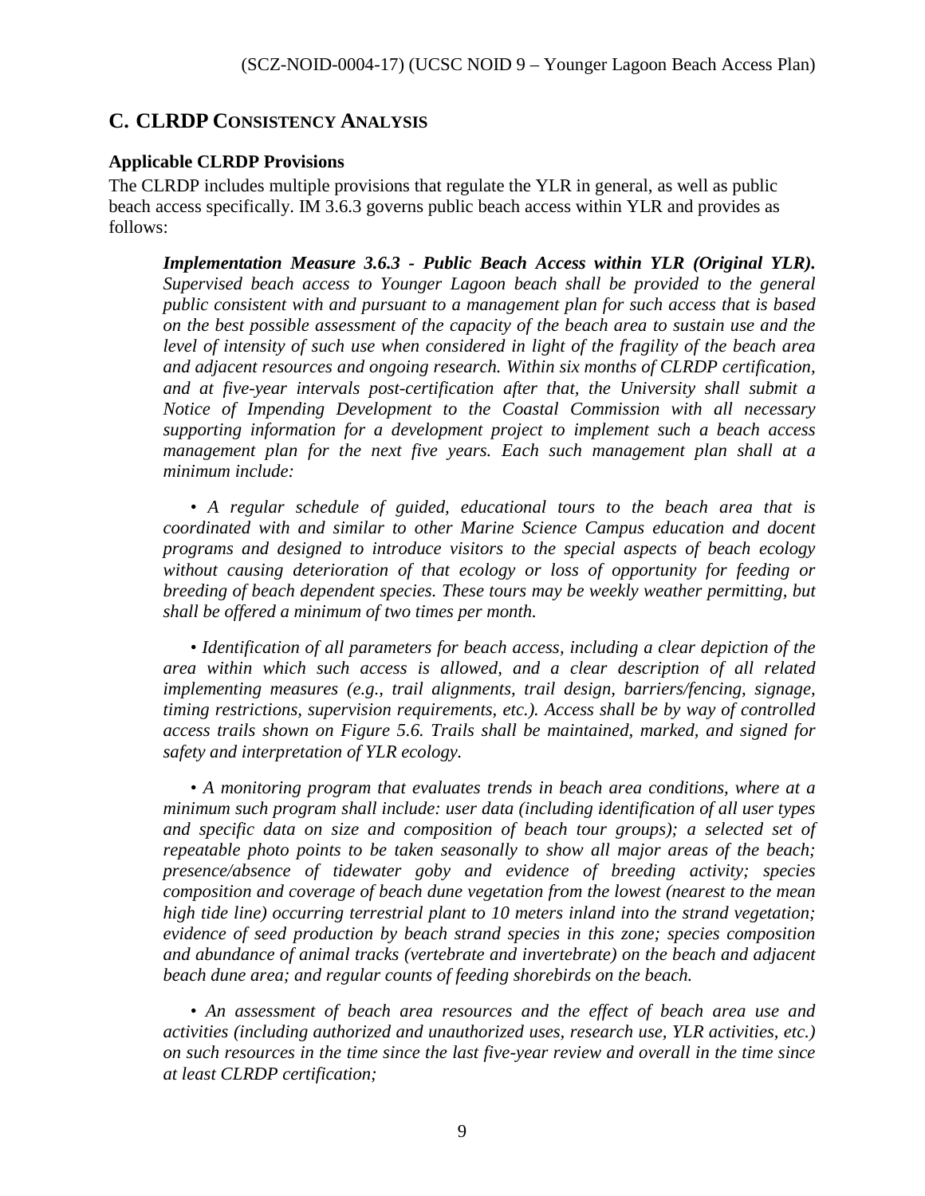## C. CLRDP CONSISTENCY ANALYSIS

**Applicable CLRDP Provisions**

The CLRDP includes multiple provisions that regulate the YLR in general, as well as public beach access specifically. IM 3.6.3 governs public beach access within YLR and provides as follows:

> ***Implementation Measure 3.6.3 - Public Beach Access within YLR (Original YLR).*** *Supervised beach access to Younger Lagoon beach shall be provided to the general public consistent with and pursuant to a management plan for such access that is based on the best possible assessment of the capacity of the beach area to sustain use and the level of intensity of such use when considered in light of the fragility of the beach area and adjacent resources and ongoing research. Within six months of CLRDP certification, and at five-year intervals post-certification after that, the University shall submit a Notice of Impending Development to the Coastal Commission with all necessary supporting information for a development project to implement such a beach access management plan for the next five years. Each such management plan shall at a minimum include:*
>
> *• A regular schedule of guided, educational tours to the beach area that is coordinated with and similar to other Marine Science Campus education and docent programs and designed to introduce visitors to the special aspects of beach ecology without causing deterioration of that ecology or loss of opportunity for feeding or breeding of beach dependent species. These tours may be weekly weather permitting, but shall be offered a minimum of two times per month.*
>
> *• Identification of all parameters for beach access, including a clear depiction of the area within which such access is allowed, and a clear description of all related implementing measures (e.g., trail alignments, trail design, barriers/fencing, signage, timing restrictions, supervision requirements, etc.). Access shall be by way of controlled access trails shown on Figure 5.6. Trails shall be maintained, marked, and signed for safety and interpretation of YLR ecology.*
>
> *• A monitoring program that evaluates trends in beach area conditions, where at a minimum such program shall include: user data (including identification of all user types and specific data on size and composition of beach tour groups); a selected set of repeatable photo points to be taken seasonally to show all major areas of the beach; presence/absence of tidewater goby and evidence of breeding activity; species composition and coverage of beach dune vegetation from the lowest (nearest to the mean high tide line) occurring terrestrial plant to 10 meters inland into the strand vegetation; evidence of seed production by beach strand species in this zone; species composition and abundance of animal tracks (vertebrate and invertebrate) on the beach and adjacent beach dune area; and regular counts of feeding shorebirds on the beach.*
>
> *• An assessment of beach area resources and the effect of beach area use and activities (including authorized and unauthorized uses, research use, YLR activities, etc.) on such resources in the time since the last five-year review and overall in the time since at least CLRDP certification;*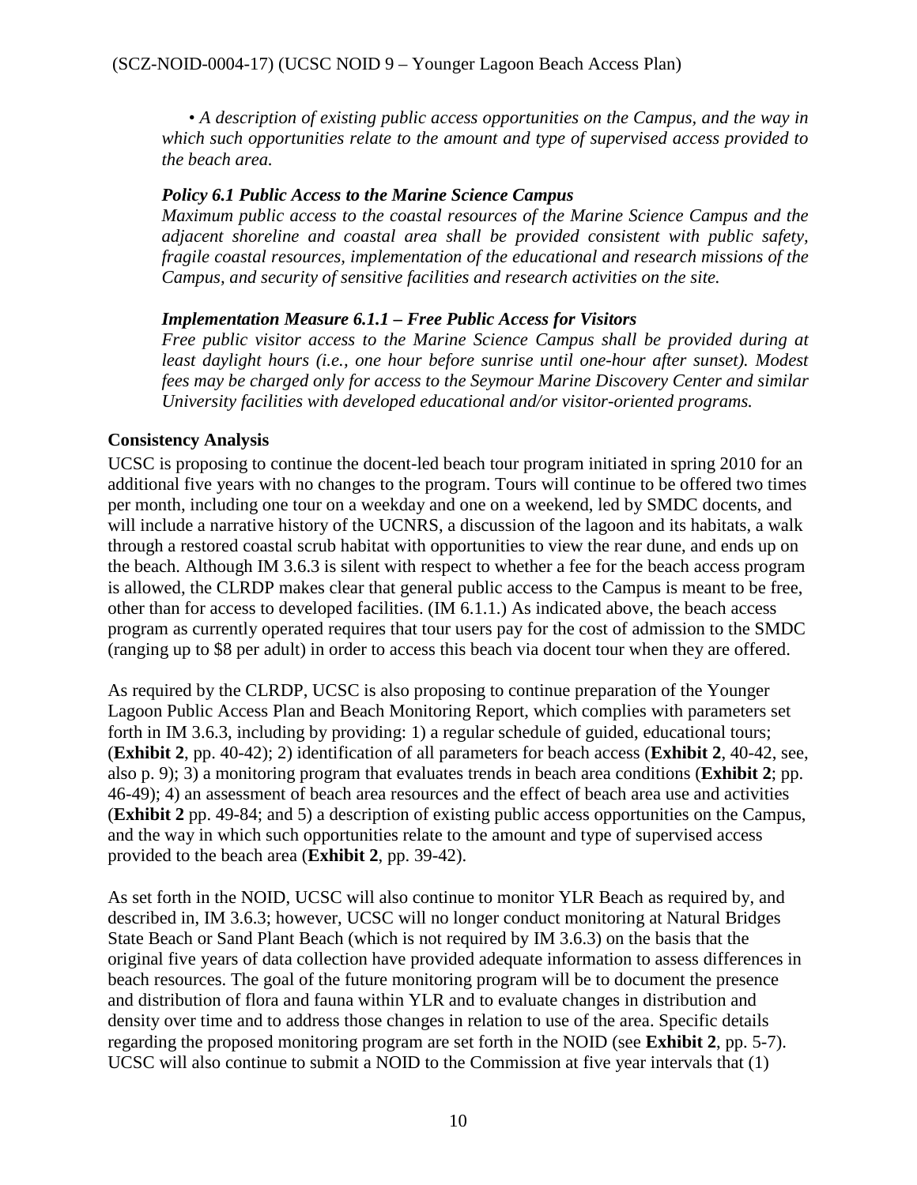*• A description of existing public access opportunities on the Campus, and the way in which such opportunities relate to the amount and type of supervised access provided to the beach area.*

***Policy 6.1 Public Access to the Marine Science Campus***

*Maximum public access to the coastal resources of the Marine Science Campus and the adjacent shoreline and coastal area shall be provided consistent with public safety, fragile coastal resources, implementation of the educational and research missions of the Campus, and security of sensitive facilities and research activities on the site.*

***Implementation Measure 6.1.1 – Free Public Access for Visitors***

*Free public visitor access to the Marine Science Campus shall be provided during at least daylight hours (i.e., one hour before sunrise until one-hour after sunset). Modest fees may be charged only for access to the Seymour Marine Discovery Center and similar University facilities with developed educational and/or visitor-oriented programs.*

**Consistency Analysis**

UCSC is proposing to continue the docent-led beach tour program initiated in spring 2010 for an additional five years with no changes to the program. Tours will continue to be offered two times per month, including one tour on a weekday and one on a weekend, led by SMDC docents, and will include a narrative history of the UCNRS, a discussion of the lagoon and its habitats, a walk through a restored coastal scrub habitat with opportunities to view the rear dune, and ends up on the beach. Although IM 3.6.3 is silent with respect to whether a fee for the beach access program is allowed, the CLRDP makes clear that general public access to the Campus is meant to be free, other than for access to developed facilities. (IM 6.1.1.) As indicated above, the beach access program as currently operated requires that tour users pay for the cost of admission to the SMDC (ranging up to $8 per adult) in order to access this beach via docent tour when they are offered.

As required by the CLRDP, UCSC is also proposing to continue preparation of the Younger Lagoon Public Access Plan and Beach Monitoring Report, which complies with parameters set forth in IM 3.6.3, including by providing: 1) a regular schedule of guided, educational tours; (**Exhibit 2**, pp. 40-42); 2) identification of all parameters for beach access (**Exhibit 2**, 40-42, see, also p. 9); 3) a monitoring program that evaluates trends in beach area conditions (**Exhibit 2**; pp. 46-49); 4) an assessment of beach area resources and the effect of beach area use and activities (**Exhibit 2** pp. 49-84; and 5) a description of existing public access opportunities on the Campus, and the way in which such opportunities relate to the amount and type of supervised access provided to the beach area (**Exhibit 2**, pp. 39-42).

As set forth in the NOID, UCSC will also continue to monitor YLR Beach as required by, and described in, IM 3.6.3; however, UCSC will no longer conduct monitoring at Natural Bridges State Beach or Sand Plant Beach (which is not required by IM 3.6.3) on the basis that the original five years of data collection have provided adequate information to assess differences in beach resources. The goal of the future monitoring program will be to document the presence and distribution of flora and fauna within YLR and to evaluate changes in distribution and density over time and to address those changes in relation to use of the area. Specific details regarding the proposed monitoring program are set forth in the NOID (see **Exhibit 2**, pp. 5-7). UCSC will also continue to submit a NOID to the Commission at five year intervals that (1)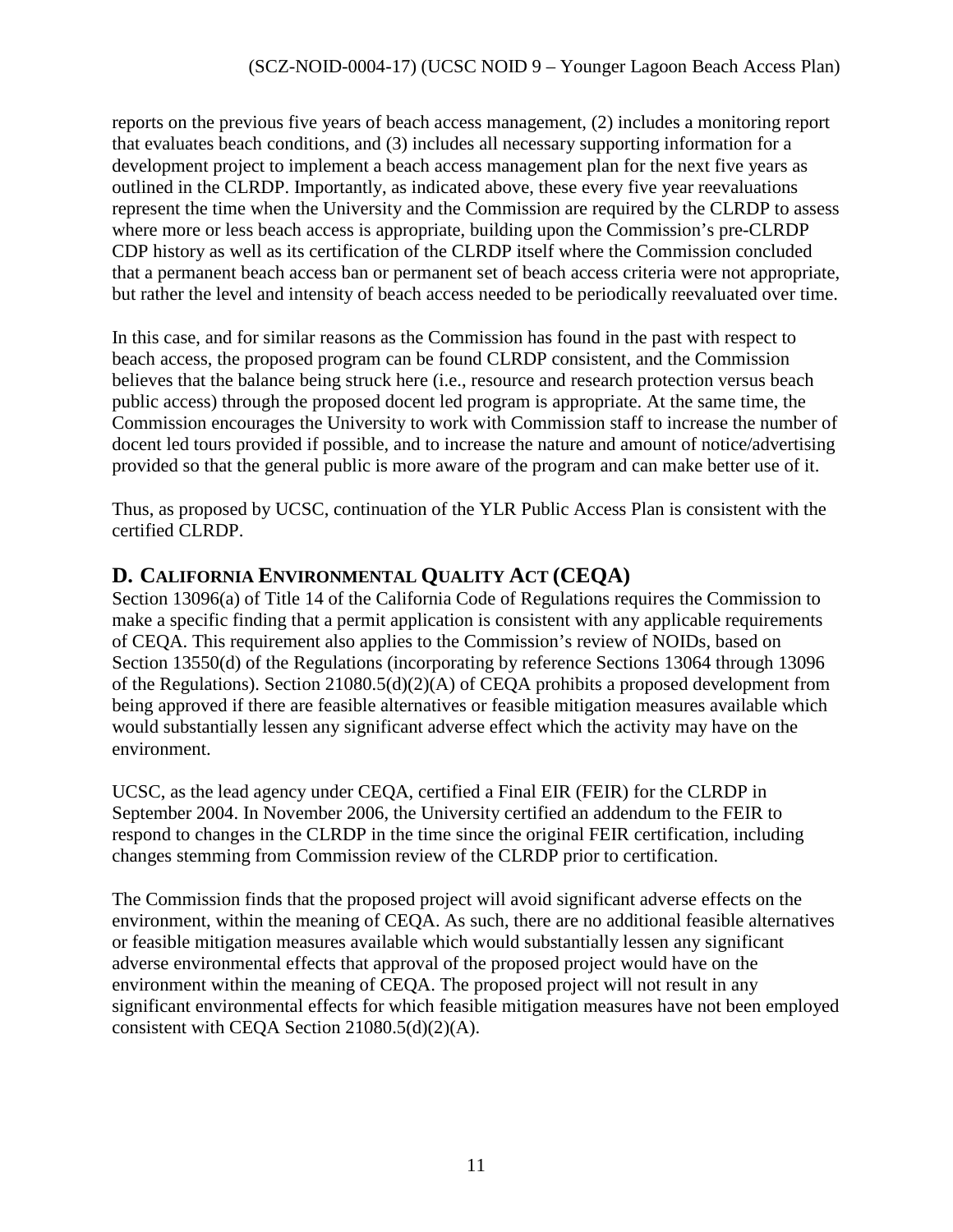reports on the previous five years of beach access management, (2) includes a monitoring report that evaluates beach conditions, and (3) includes all necessary supporting information for a development project to implement a beach access management plan for the next five years as outlined in the CLRDP. Importantly, as indicated above, these every five year reevaluations represent the time when the University and the Commission are required by the CLRDP to assess where more or less beach access is appropriate, building upon the Commission's pre-CLRDP CDP history as well as its certification of the CLRDP itself where the Commission concluded that a permanent beach access ban or permanent set of beach access criteria were not appropriate, but rather the level and intensity of beach access needed to be periodically reevaluated over time.

In this case, and for similar reasons as the Commission has found in the past with respect to beach access, the proposed program can be found CLRDP consistent, and the Commission believes that the balance being struck here (i.e., resource and research protection versus beach public access) through the proposed docent led program is appropriate. At the same time, the Commission encourages the University to work with Commission staff to increase the number of docent led tours provided if possible, and to increase the nature and amount of notice/advertising provided so that the general public is more aware of the program and can make better use of it.

Thus, as proposed by UCSC, continuation of the YLR Public Access Plan is consistent with the certified CLRDP.

## D. CALIFORNIA ENVIRONMENTAL QUALITY ACT (CEQA)

Section 13096(a) of Title 14 of the California Code of Regulations requires the Commission to make a specific finding that a permit application is consistent with any applicable requirements of CEQA. This requirement also applies to the Commission's review of NOIDs, based on Section 13550(d) of the Regulations (incorporating by reference Sections 13064 through 13096 of the Regulations). Section 21080.5(d)(2)(A) of CEQA prohibits a proposed development from being approved if there are feasible alternatives or feasible mitigation measures available which would substantially lessen any significant adverse effect which the activity may have on the environment.

UCSC, as the lead agency under CEQA, certified a Final EIR (FEIR) for the CLRDP in September 2004. In November 2006, the University certified an addendum to the FEIR to respond to changes in the CLRDP in the time since the original FEIR certification, including changes stemming from Commission review of the CLRDP prior to certification.

The Commission finds that the proposed project will avoid significant adverse effects on the environment, within the meaning of CEQA. As such, there are no additional feasible alternatives or feasible mitigation measures available which would substantially lessen any significant adverse environmental effects that approval of the proposed project would have on the environment within the meaning of CEQA. The proposed project will not result in any significant environmental effects for which feasible mitigation measures have not been employed consistent with CEQA Section 21080.5(d)(2)(A).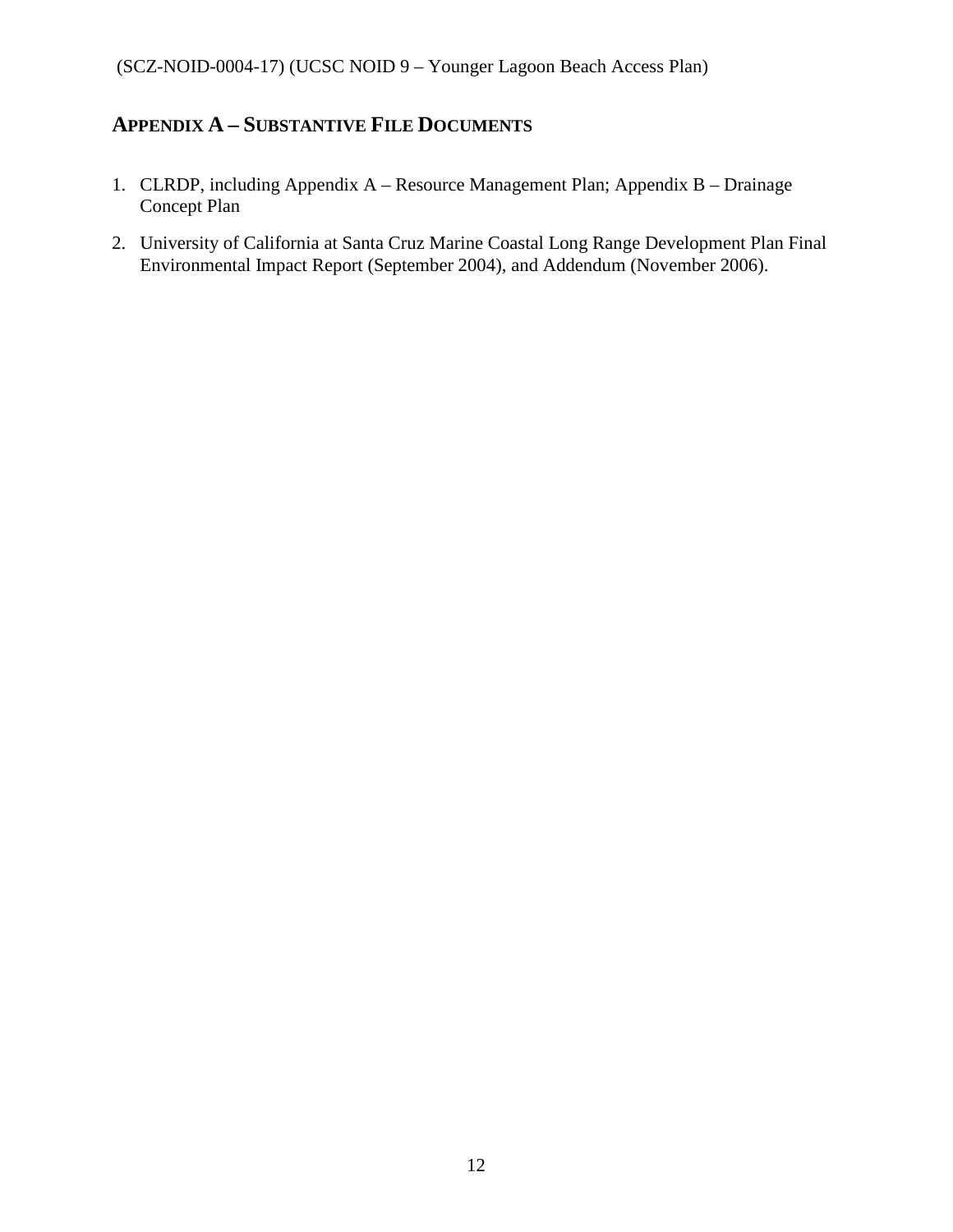## Appendix A – Substantive File Documents

1. CLRDP, including Appendix A – Resource Management Plan; Appendix B – Drainage Concept Plan
2. University of California at Santa Cruz Marine Coastal Long Range Development Plan Final Environmental Impact Report (September 2004), and Addendum (November 2006).